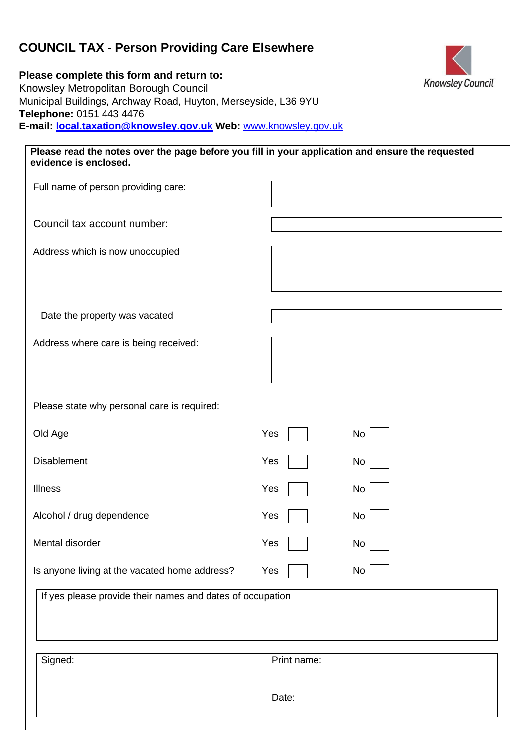# COUNCIL TAX - Person Providing Care Elsewhere

Knowsley Council

**Please complete this form and return to:**
Knowsley Metropolitan Borough Council
Municipal Buildings, Archway Road, Huyton, Merseyside, L36 9YU
**Telephone:** 0151 443 4476
**E-mail:** **local.taxation@knowsley.gov.uk** **Web:** www.knowsley.gov.uk

**Please read the notes over the page before you fill in your application and ensure the requested evidence is enclosed.**

| | |
|---|---|
| Full name of person providing care: | |
| Council tax account number: | |
| Address which is now unoccupied | |
| Date the property was vacated | |
| Address where care is being received: | |

Please state why personal care is required:

| | | |
|---|---|---|
| Old Age | Yes ☐ | No ☐ |
| Disablement | Yes ☐ | No ☐ |
| Illness | Yes ☐ | No ☐ |
| Alcohol / drug dependence | Yes ☐ | No ☐ |
| Mental disorder | Yes ☐ | No ☐ |
| Is anyone living at the vacated home address? | Yes ☐ | No ☐ |

If yes please provide their names and dates of occupation

| | |
|---|---|
| Signed: | Print name: <br><br> Date: |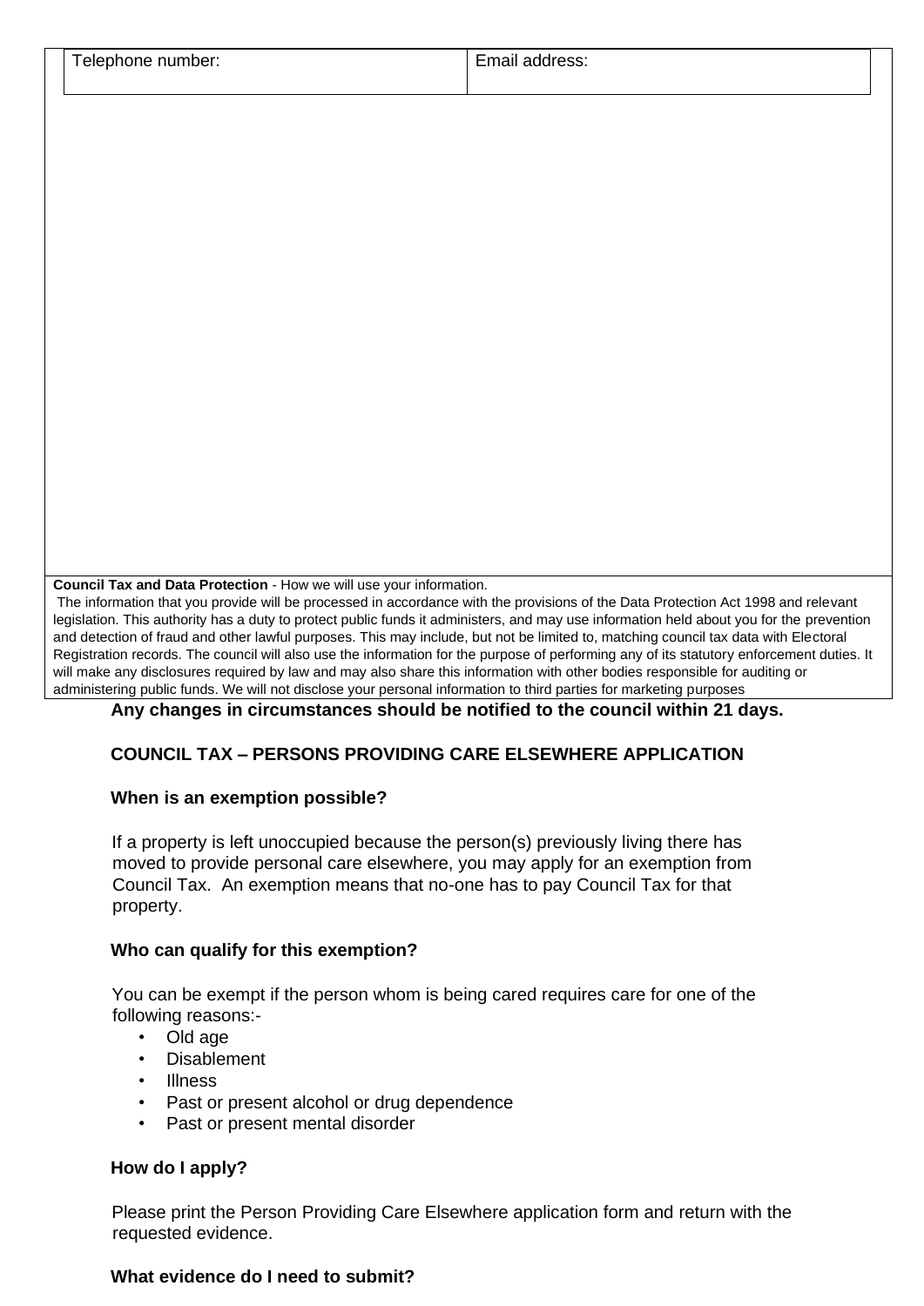| Telephone number: | Email address: |
| --- | --- |

**Council Tax and Data Protection** - How we will use your information.

The information that you provide will be processed in accordance with the provisions of the Data Protection Act 1998 and relevant legislation. This authority has a duty to protect public funds it administers, and may use information held about you for the prevention and detection of fraud and other lawful purposes. This may include, but not be limited to, matching council tax data with Electoral Registration records. The council will also use the information for the purpose of performing any of its statutory enforcement duties. It will make any disclosures required by law and may also share this information with other bodies responsible for auditing or administering public funds. We will not disclose your personal information to third parties for marketing purposes

**Any changes in circumstances should be notified to the council within 21 days.**

## COUNCIL TAX – PERSONS PROVIDING CARE ELSEWHERE APPLICATION

### When is an exemption possible?

If a property is left unoccupied because the person(s) previously living there has moved to provide personal care elsewhere, you may apply for an exemption from Council Tax. An exemption means that no-one has to pay Council Tax for that property.

### Who can qualify for this exemption?

You can be exempt if the person whom is being cared requires care for one of the following reasons:-

- Old age
- Disablement
- Illness
- Past or present alcohol or drug dependence
- Past or present mental disorder

### How do I apply?

Please print the Person Providing Care Elsewhere application form and return with the requested evidence.

### What evidence do I need to submit?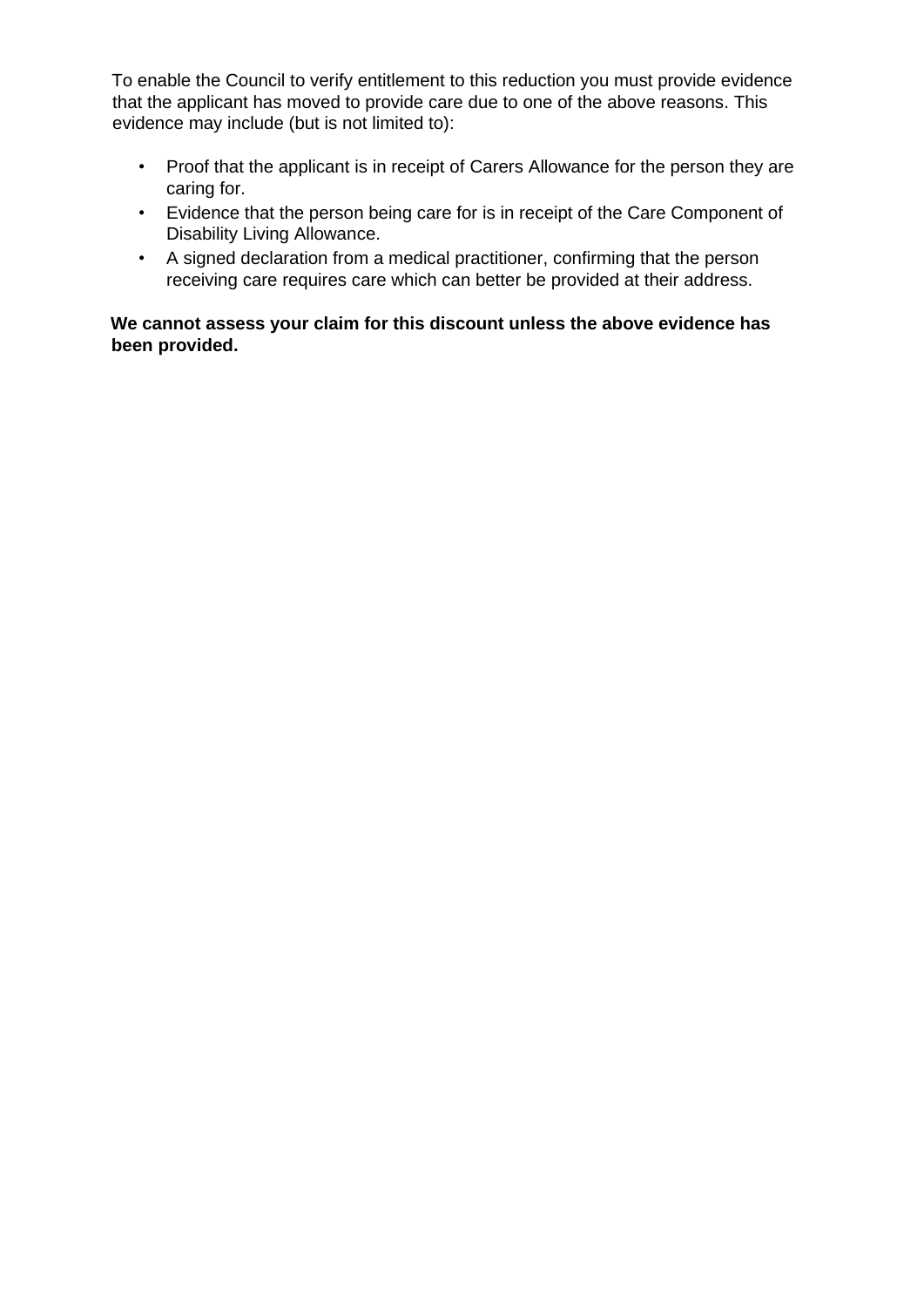To enable the Council to verify entitlement to this reduction you must provide evidence that the applicant has moved to provide care due to one of the above reasons. This evidence may include (but is not limited to):

- Proof that the applicant is in receipt of Carers Allowance for the person they are caring for.
- Evidence that the person being care for is in receipt of the Care Component of Disability Living Allowance.
- A signed declaration from a medical practitioner, confirming that the person receiving care requires care which can better be provided at their address.

**We cannot assess your claim for this discount unless the above evidence has been provided.**